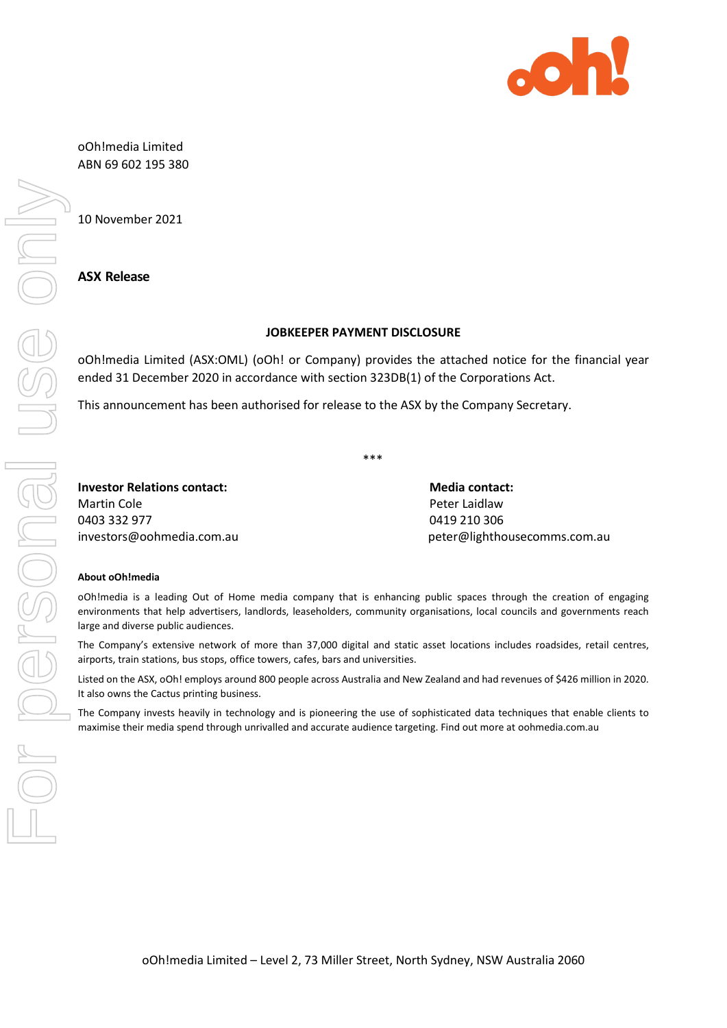oOh!media Limited
ABN 69 602 195 380

10 November 2021

**ASX Release**

**JOBKEEPER PAYMENT DISCLOSURE**

oOh!media Limited (ASX:OML) (oOh! or Company) provides the attached notice for the financial year ended 31 December 2020 in accordance with section 323DB(1) of the Corporations Act.

This announcement has been authorised for release to the ASX by the Company Secretary.

***

**Investor Relations contact:**
Martin Cole
0403 332 977
investors@oohmedia.com.au

**Media contact:**
Peter Laidlaw
0419 210 306
peter@lighthousecomms.com.au

**About oOh!media**

oOh!media is a leading Out of Home media company that is enhancing public spaces through the creation of engaging environments that help advertisers, landlords, leaseholders, community organisations, local councils and governments reach large and diverse public audiences.

The Company's extensive network of more than 37,000 digital and static asset locations includes roadsides, retail centres, airports, train stations, bus stops, office towers, cafes, bars and universities.

Listed on the ASX, oOh! employs around 800 people across Australia and New Zealand and had revenues of $426 million in 2020. It also owns the Cactus printing business.

The Company invests heavily in technology and is pioneering the use of sophisticated data techniques that enable clients to maximise their media spend through unrivalled and accurate audience targeting. Find out more at oohmedia.com.au

oOh!media Limited – Level 2, 73 Miller Street, North Sydney, NSW Australia 2060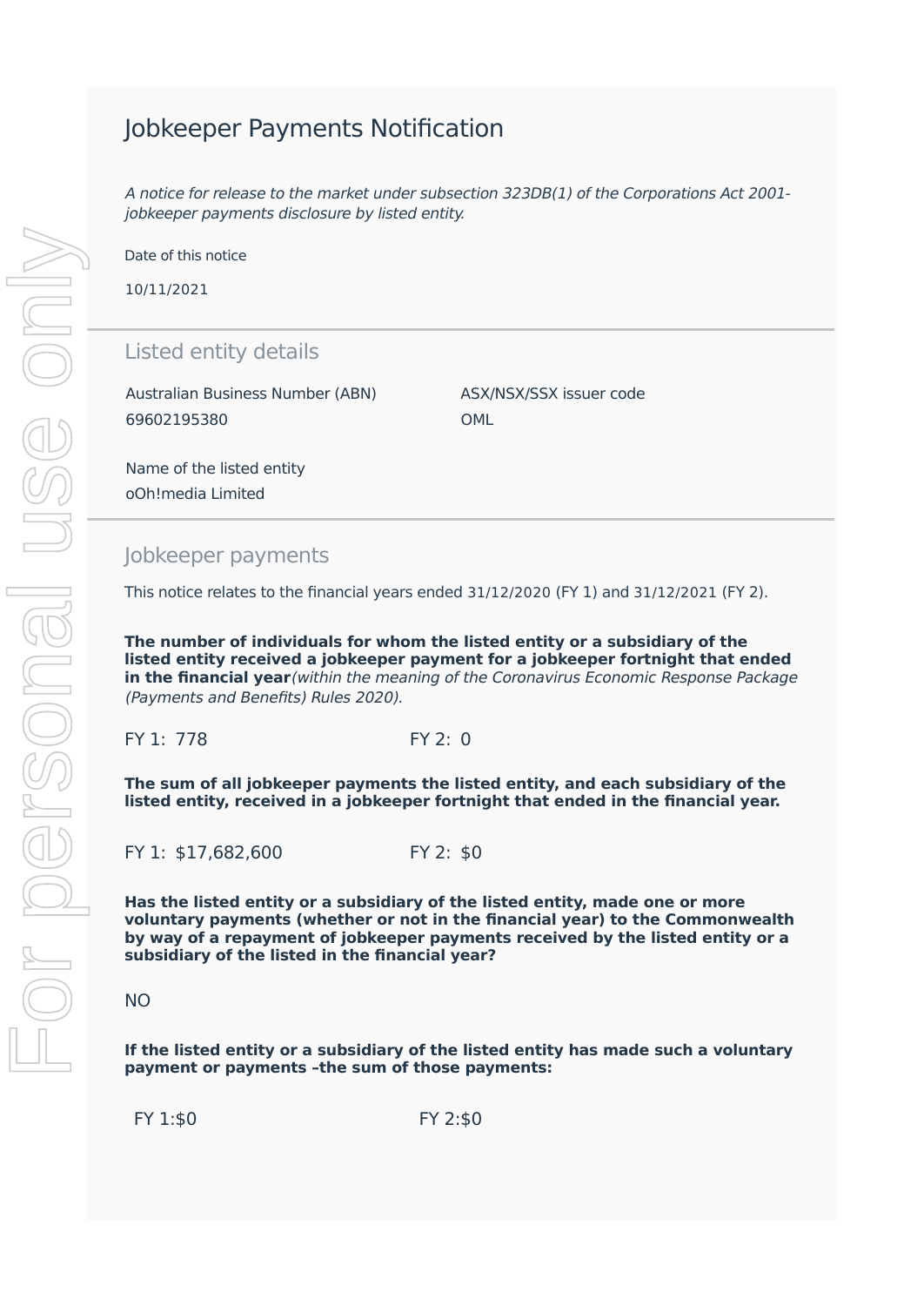# Jobkeeper Payments Notification

*A notice for release to the market under subsection 323DB(1) of the Corporations Act 2001- jobkeeper payments disclosure by listed entity.*

Date of this notice

10/11/2021

## Listed entity details

Australian Business Number (ABN)

69602195380

ASX/NSX/SSX issuer code

OML

Name of the listed entity

oOh!media Limited

## Jobkeeper payments

This notice relates to the financial years ended 31/12/2020 (FY 1) and 31/12/2021 (FY 2).

**The number of individuals for whom the listed entity or a subsidiary of the listed entity received a jobkeeper payment for a jobkeeper fortnight that ended in the financial year***(within the meaning of the Coronavirus Economic Response Package (Payments and Benefits) Rules 2020).*

FY 1: 778

FY 2: 0

**The sum of all jobkeeper payments the listed entity, and each subsidiary of the listed entity, received in a jobkeeper fortnight that ended in the financial year.**

FY 1: $17,682,600

FY 2: $0

**Has the listed entity or a subsidiary of the listed entity, made one or more voluntary payments (whether or not in the financial year) to the Commonwealth by way of a repayment of jobkeeper payments received by the listed entity or a subsidiary of the listed in the financial year?**

NO

**If the listed entity or a subsidiary of the listed entity has made such a voluntary payment or payments –the sum of those payments:**

FY 1:$0

FY 2:$0